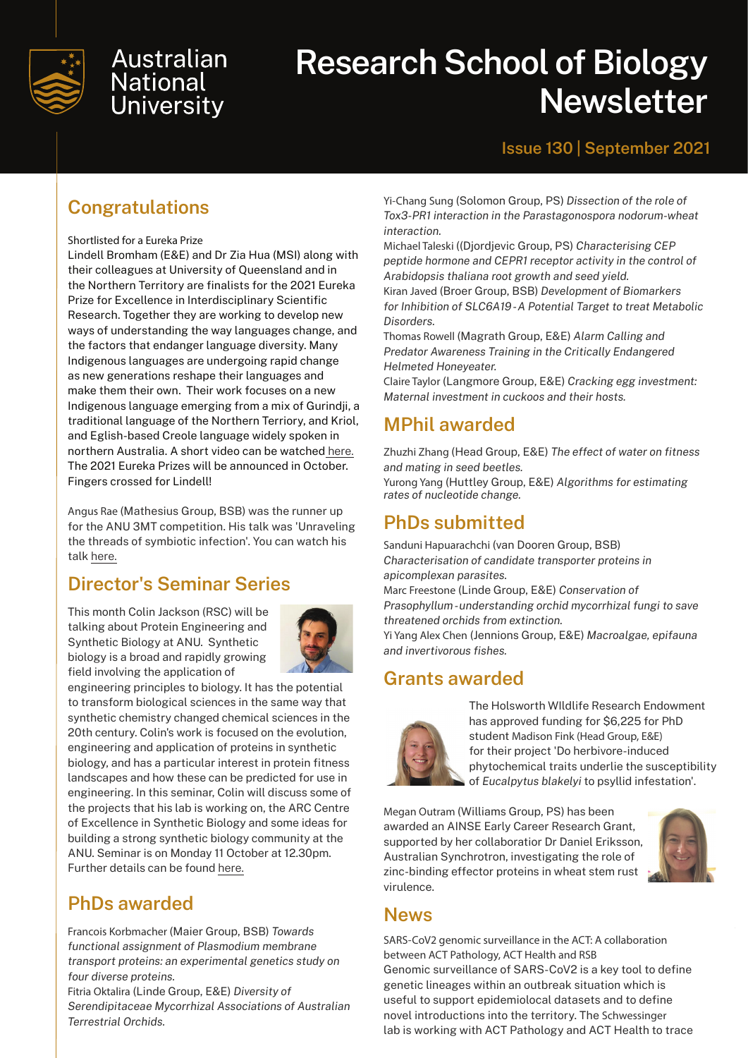Australian National University

# Research School of Biology Newsletter

Issue 130 | September 2021

## Congratulations

Shortlisted for a Eureka Prize

Lindell Bromham (E&E) and Dr Zia Hua (MSI) along with their colleagues at University of Queensland and in the Northern Territory are finalists for the 2021 Eureka Prize for Excellence in Interdisciplinary Scientific Research. Together they are working to develop new ways of understanding the way languages change, and the factors that endanger language diversity. Many Indigenous languages are undergoing rapid change as new generations reshape their languages and make them their own. Their work focuses on a new Indigenous language emerging from a mix of Gurindji, a traditional language of the Northern Terriory, and Kriol, and Eglish-based Creole language widely spoken in northern Australia. A short video can be watched here. The 2021 Eureka Prizes will be announced in October. Fingers crossed for Lindell!

Angus Rae (Mathesius Group, BSB) was the runner up for the ANU 3MT competition. His talk was 'Unraveling the threads of symbiotic infection'. You can watch his talk here.

## Director's Seminar Series

This month Colin Jackson (RSC) will be talking about Protein Engineering and Synthetic Biology at ANU. Synthetic biology is a broad and rapidly growing field involving the application of engineering principles to biology. It has the potential to transform biological sciences in the same way that synthetic chemistry changed chemical sciences in the 20th century. Colin's work is focused on the evolution, engineering and application of proteins in synthetic biology, and has a particular interest in protein fitness landscapes and how these can be predicted for use in engineering. In this seminar, Colin will discuss some of the projects that his lab is working on, the ARC Centre of Excellence in Synthetic Biology and some ideas for building a strong synthetic biology community at the ANU. Seminar is on Monday 11 October at 12.30pm. Further details can be found here.

## PhDs awarded

Francois Korbmacher (Maier Group, BSB) *Towards functional assignment of Plasmodium membrane transport proteins: an experimental genetics study on four diverse proteins.*

Fitria Oktalira (Linde Group, E&E) *Diversity of Serendipitaceae Mycorrhizal Associations of Australian Terrestrial Orchids.*

Yi-Chang Sung (Solomon Group, PS) *Dissection of the role of Tox3-PR1 interaction in the Parastagonospora nodorum-wheat interaction.*

Michael Taleski ((Djordjevic Group, PS) *Characterising CEP peptide hormone and CEPR1 receptor activity in the control of Arabidopsis thaliana root growth and seed yield.*

Kiran Javed (Broer Group, BSB) *Development of Biomarkers for Inhibition of SLC6A19 - A Potential Target to treat Metabolic Disorders.*

Thomas Rowell (Magrath Group, E&E) *Alarm Calling and Predator Awareness Training in the Critically Endangered Helmeted Honeyeater.*

Claire Taylor (Langmore Group, E&E) *Cracking egg investment: Maternal investment in cuckoos and their hosts.*

## MPhil awarded

Zhuzhi Zhang (Head Group, E&E) *The effect of water on fitness and mating in seed beetles.*

Yurong Yang (Huttley Group, E&E) *Algorithms for estimating rates of nucleotide change.*

## PhDs submitted

Sanduni Hapuarachchi (van Dooren Group, BSB) *Characterisation of candidate transporter proteins in apicomplexan parasites.*

Marc Freestone (Linde Group, E&E) *Conservation of Prasophyllum - understanding orchid mycorrhizal fungi to save threatened orchids from extinction.*

Yi Yang Alex Chen (Jennions Group, E&E) *Macroalgae, epifauna and invertivorous fishes.*

## Grants awarded

The Holsworth WIldlife Research Endowment has approved funding for $6,225 for PhD student Madison Fink (Head Group, E&E) for their project 'Do herbivore-induced phytochemical traits underlie the susceptibility of *Eucalyptus blakelyi* to psyllid infestation'.

Megan Outram (Williams Group, PS) has been awarded an AINSE Early Career Research Grant, supported by her collaboratior Dr Daniel Eriksson, Australian Synchrotron, investigating the role of zinc-binding effector proteins in wheat stem rust virulence.

## News

SARS-CoV2 genomic surveillance in the ACT: A collaboration between ACT Pathology, ACT Health and RSB

Genomic surveillance of SARS-CoV2 is a key tool to define genetic lineages within an outbreak situation which is useful to support epidemiolocal datasets and to define novel introductions into the territory. The Schwessinger lab is working with ACT Pathology and ACT Health to trace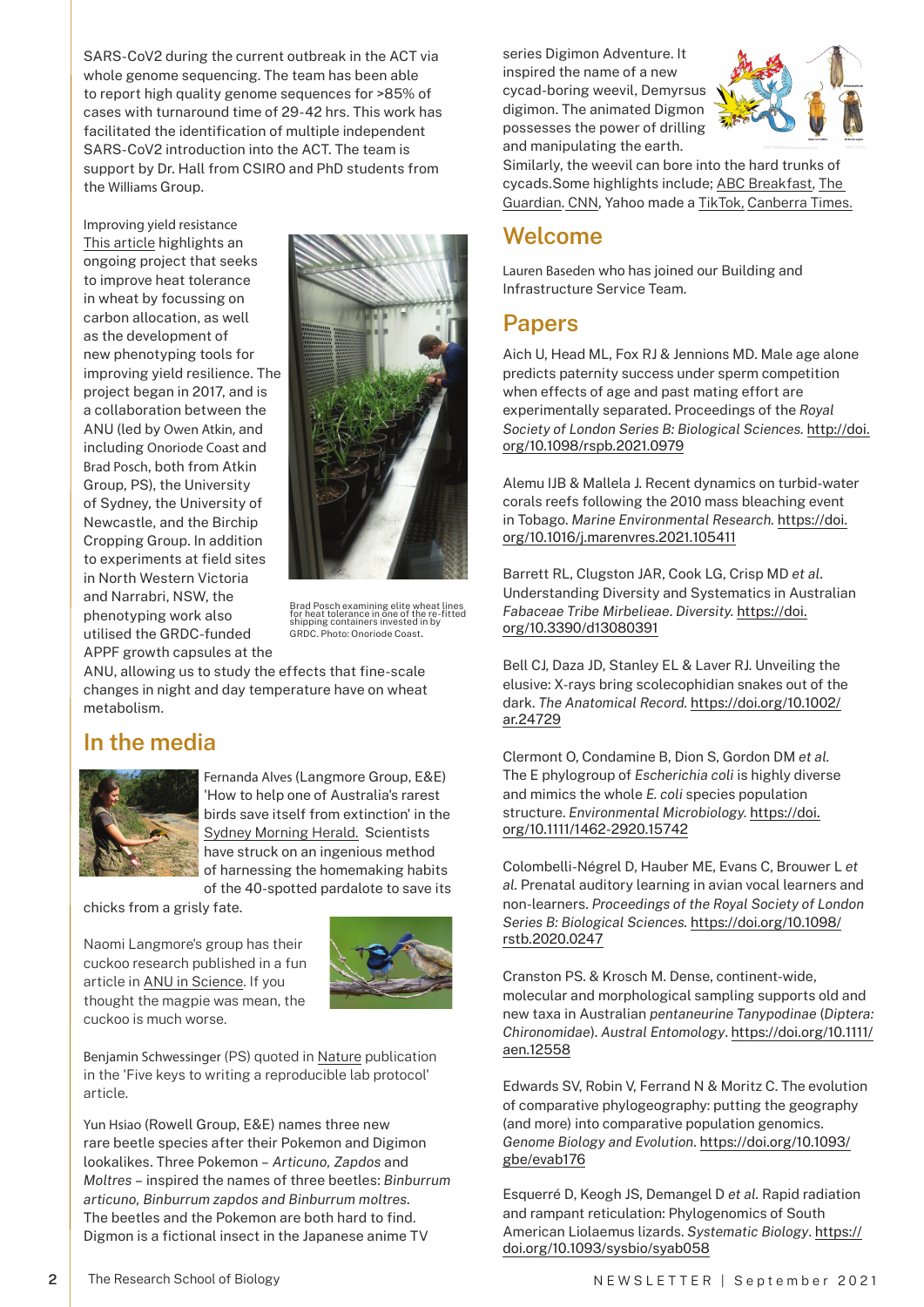SARS-CoV2 during the current outbreak in the ACT via whole genome sequencing. The team has been able to report high quality genome sequences for >85% of cases with turnaround time of 29-42 hrs. This work has facilitated the identification of multiple independent SARS-CoV2 introduction into the ACT. The team is support by Dr. Hall from CSIRO and PhD students from the Williams Group.

Improving yield resistance

This article highlights an ongoing project that seeks to improve heat tolerance in wheat by focussing on carbon allocation, as well as the development of new phenotyping tools for improving yield resilience. The project began in 2017, and is a collaboration between the ANU (led by Owen Atkin, and including Onoriode Coast and Brad Posch, both from Atkin Group, PS), the University of Sydney, the University of Newcastle, and the Birchip Cropping Group. In addition to experiments at field sites in North Western Victoria and Narrabri, NSW, the phenotyping work also utilised the GRDC-funded APPF growth capsules at the ANU, allowing us to study the effects that fine-scale changes in night and day temperature have on wheat metabolism.

Brad Posch examining elite wheat lines for heat tolerance in one of the re-fitted shipping containers invested in by GRDC. Photo: Onoriode Coast.

## In the media

Fernanda Alves (Langmore Group, E&E) 'How to help one of Australia's rarest birds save itself from extinction' in the Sydney Morning Herald. Scientists have struck on an ingenious method of harnessing the homemaking habits of the 40-spotted pardalote to save its chicks from a grisly fate.

Naomi Langmore's group has their cuckoo research published in a fun article in ANU in Science. If you thought the magpie was mean, the cuckoo is much worse.

Benjamin Schwessinger (PS) quoted in Nature publication in the 'Five keys to writing a reproducible lab protocol' article.

Yun Hsiao (Rowell Group, E&E) names three new rare beetle species after their Pokemon and Digimon lookalikes. Three Pokemon – *Articuno, Zapdos* and *Moltres* – inspired the names of three beetles: *Binburrum articuno, Binburrum zapdos and Binburrum moltres*. The beetles and the Pokemon are both hard to find. Digmon is a fictional insect in the Japanese anime TV series Digimon Adventure. It inspired the name of a new cycad-boring weevil, Demyrsus digimon. The animated Digmon possesses the power of drilling and manipulating the earth. Similarly, the weevil can bore into the hard trunks of cycads.Some highlights include; ABC Breakfast, The Guardian. CNN, Yahoo made a TikTok, Canberra Times.

## Welcome

Lauren Baseden who has joined our Building and Infrastructure Service Team.

## Papers

Aich U, Head ML, Fox RJ & Jennions MD. Male age alone predicts paternity success under sperm competition when effects of age and past mating effort are experimentally separated. Proceedings of the *Royal Society of London Series B: Biological Sciences*. http://doi.org/10.1098/rspb.2021.0979

Alemu IJB & Mallela J. Recent dynamics on turbid-water corals reefs following the 2010 mass bleaching event in Tobago. *Marine Environmental Research*. https://doi.org/10.1016/j.marenvres.2021.105411

Barrett RL, Clugston JAR, Cook LG, Crisp MD *et al*. Understanding Diversity and Systematics in Australian *Fabaceae Tribe Mirbelieae*. *Diversity*. https://doi.org/10.3390/d13080391

Bell CJ, Daza JD, Stanley EL & Laver RJ. Unveiling the elusive: X-rays bring scolecophidian snakes out of the dark. *The Anatomical Record*. https://doi.org/10.1002/ar.24729

Clermont O, Condamine B, Dion S, Gordon DM *et al*. The E phylogroup of *Escherichia coli* is highly diverse and mimics the whole *E. coli* species population structure. *Environmental Microbiology*. https://doi.org/10.1111/1462-2920.15742

Colombelli-Négrel D, Hauber ME, Evans C, Brouwer L *et al*. Prenatal auditory learning in avian vocal learners and non-learners. *Proceedings of the Royal Society of London Series B: Biological Sciences*. https://doi.org/10.1098/rstb.2020.0247

Cranston PS. & Krosch M. Dense, continent-wide, molecular and morphological sampling supports old and new taxa in Australian *pentaneurine Tanypodinae* (*Diptera: Chironomidae*). *Austral Entomology*. https://doi.org/10.1111/aen.12558

Edwards SV, Robin V, Ferrand N & Moritz C. The evolution of comparative phylogeography: putting the geography (and more) into comparative population genomics. *Genome Biology and Evolution*. https://doi.org/10.1093/gbe/evab176

Esquerré D, Keogh JS, Demangel D *et al*. Rapid radiation and rampant reticulation: Phylogenomics of South American Liolaemus lizards. *Systematic Biology*. https://doi.org/10.1093/sysbio/syab058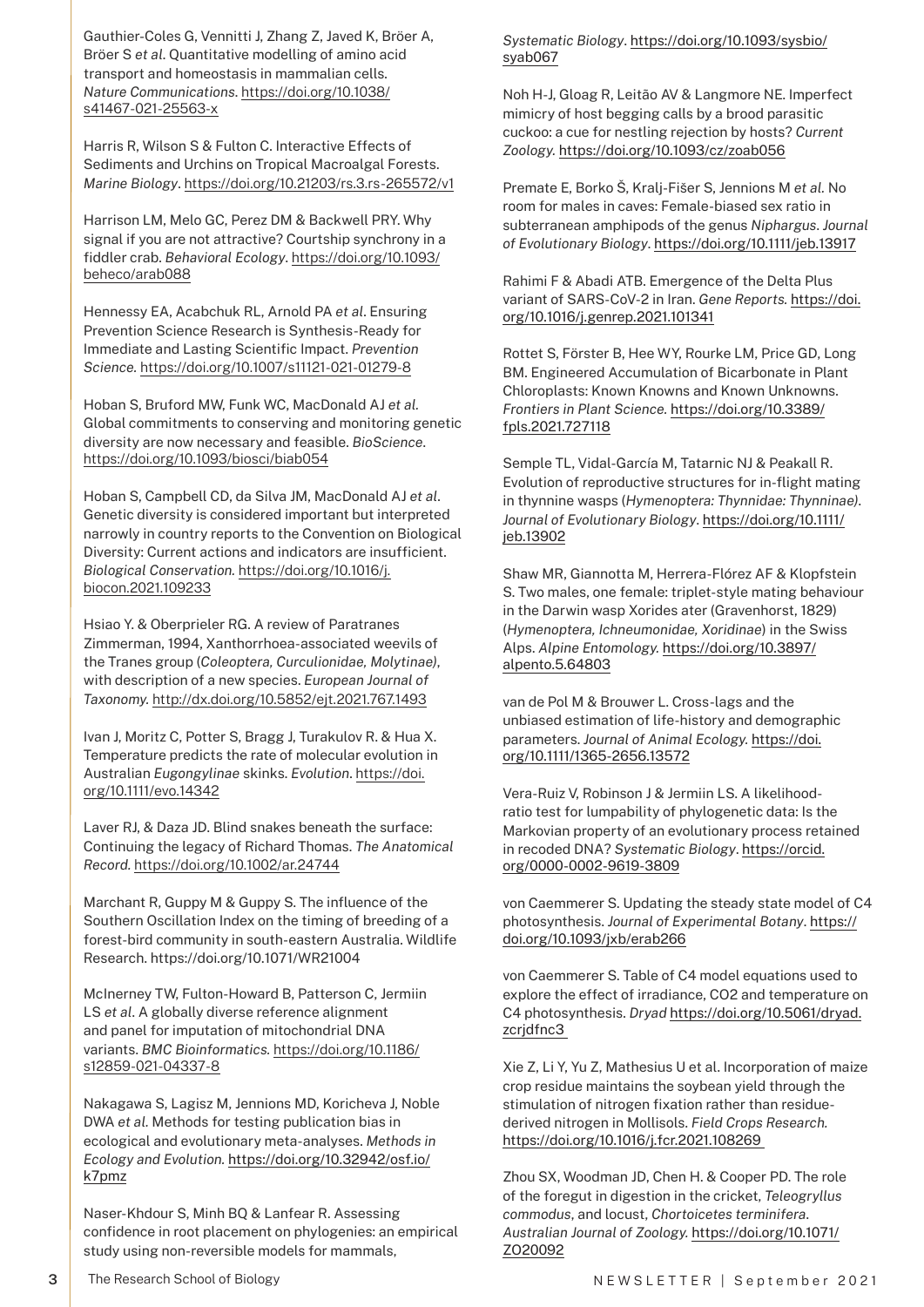Gauthier-Coles G, Vennitti J, Zhang Z, Javed K, Bröer A, Bröer S *et al*. Quantitative modelling of amino acid transport and homeostasis in mammalian cells. *Nature Communications*. https://doi.org/10.1038/s41467-021-25563-x

Harris R, Wilson S & Fulton C. Interactive Effects of Sediments and Urchins on Tropical Macroalgal Forests. *Marine Biology*. https://doi.org/10.21203/rs.3.rs-265572/v1

Harrison LM, Melo GC, Perez DM & Backwell PRY. Why signal if you are not attractive? Courtship synchrony in a fiddler crab. *Behavioral Ecology*. https://doi.org/10.1093/beheco/arab088

Hennessy EA, Acabchuk RL, Arnold PA *et al*. Ensuring Prevention Science Research is Synthesis-Ready for Immediate and Lasting Scientific Impact. *Prevention Science*. https://doi.org/10.1007/s11121-021-01279-8

Hoban S, Bruford MW, Funk WC, MacDonald AJ *et al.* Global commitments to conserving and monitoring genetic diversity are now necessary and feasible. *BioScience*. https://doi.org/10.1093/biosci/biab054

Hoban S, Campbell CD, da Silva JM, MacDonald AJ *et al*. Genetic diversity is considered important but interpreted narrowly in country reports to the Convention on Biological Diversity: Current actions and indicators are insufficient. *Biological Conservation.* https://doi.org/10.1016/j.biocon.2021.109233

Hsiao Y. & Oberprieler RG. A review of Paratranes Zimmerman, 1994, Xanthorrhoea-associated weevils of the Tranes group (*Coleoptera, Curculionidae, Molytinae)*, with description of a new species. *European Journal of Taxonomy.* http://dx.doi.org/10.5852/ejt.2021.767.1493

Ivan J, Moritz C, Potter S, Bragg J, Turakulov R. & Hua X. Temperature predicts the rate of molecular evolution in Australian *Eugongylinae* skinks. *Evolution*. https://doi.org/10.1111/evo.14342

Laver RJ, & Daza JD. Blind snakes beneath the surface: Continuing the legacy of Richard Thomas. *The Anatomical Record.* https://doi.org/10.1002/ar.24744

Marchant R, Guppy M & Guppy S. The influence of the Southern Oscillation Index on the timing of breeding of a forest-bird community in south-eastern Australia. Wildlife Research. https://doi.org/10.1071/WR21004

McInerney TW, Fulton-Howard B, Patterson C, Jermiin LS *et al*. A globally diverse reference alignment and panel for imputation of mitochondrial DNA variants. *BMC Bioinformatics.* https://doi.org/10.1186/s12859-021-04337-8

Nakagawa S, Lagisz M, Jennions MD, Koricheva J, Noble DWA *et al.* Methods for testing publication bias in ecological and evolutionary meta-analyses. *Methods in Ecology and Evolution.* https://doi.org/10.32942/osf.io/k7pmz

Naser-Khdour S, Minh BQ & Lanfear R. Assessing confidence in root placement on phylogenies: an empirical study using non-reversible models for mammals, *Systematic Biology*. https://doi.org/10.1093/sysbio/syab067

Noh H-J, Gloag R, Leitão AV & Langmore NE. Imperfect mimicry of host begging calls by a brood parasitic cuckoo: a cue for nestling rejection by hosts? *Current Zoology.* https://doi.org/10.1093/cz/zoab056

Premate E, Borko Š, Kralj-Fišer S, Jennions M *et al.* No room for males in caves: Female-biased sex ratio in subterranean amphipods of the genus *Niphargus*. *Journal of Evolutionary Biology*. https://doi.org/10.1111/jeb.13917

Rahimi F & Abadi ATB. Emergence of the Delta Plus variant of SARS-CoV-2 in Iran. *Gene Reports.* https://doi.org/10.1016/j.genrep.2021.101341

Rottet S, Förster B, Hee WY, Rourke LM, Price GD, Long BM. Engineered Accumulation of Bicarbonate in Plant Chloroplasts: Known Knowns and Known Unknowns. *Frontiers in Plant Science.* https://doi.org/10.3389/fpls.2021.727118

Semple TL, Vidal-García M, Tatarnic NJ & Peakall R. Evolution of reproductive structures for in-flight mating in thynnine wasps (*Hymenoptera: Thynnidae: Thynninae)*. *Journal of Evolutionary Biology*. https://doi.org/10.1111/jeb.13902

Shaw MR, Giannotta M, Herrera-Flórez AF & Klopfstein S. Two males, one female: triplet-style mating behaviour in the Darwin wasp Xorides ater (Gravenhorst, 1829) (*Hymenoptera, Ichneumonidae, Xoridinae*) in the Swiss Alps. *Alpine Entomology.* https://doi.org/10.3897/alpento.5.64803

van de Pol M & Brouwer L. Cross-lags and the unbiased estimation of life-history and demographic parameters. *Journal of Animal Ecology.* https://doi.org/10.1111/1365-2656.13572

Vera-Ruiz V, Robinson J & Jermiin LS. A likelihood-ratio test for lumpability of phylogenetic data: Is the Markovian property of an evolutionary process retained in recoded DNA? *Systematic Biology*. https://orcid.org/0000-0002-9619-3809

von Caemmerer S. Updating the steady state model of C4 photosynthesis. *Journal of Experimental Botany*. https://doi.org/10.1093/jxb/erab266

von Caemmerer S. Table of C4 model equations used to explore the effect of irradiance, CO2 and temperature on C4 photosynthesis. *Dryad* https://doi.org/10.5061/dryad.zcrjdfnc3

Xie Z, Li Y, Yu Z, Mathesius U et al. Incorporation of maize crop residue maintains the soybean yield through the stimulation of nitrogen fixation rather than residue-derived nitrogen in Mollisols. *Field Crops Research.* https://doi.org/10.1016/j.fcr.2021.108269

Zhou SX, Woodman JD, Chen H. & Cooper PD. The role of the foregut in digestion in the cricket, *Teleogryllus commodus*, and locust, *Chortoicetes terminifera*. *Australian Journal of Zoology.* https://doi.org/10.1071/ZO20092